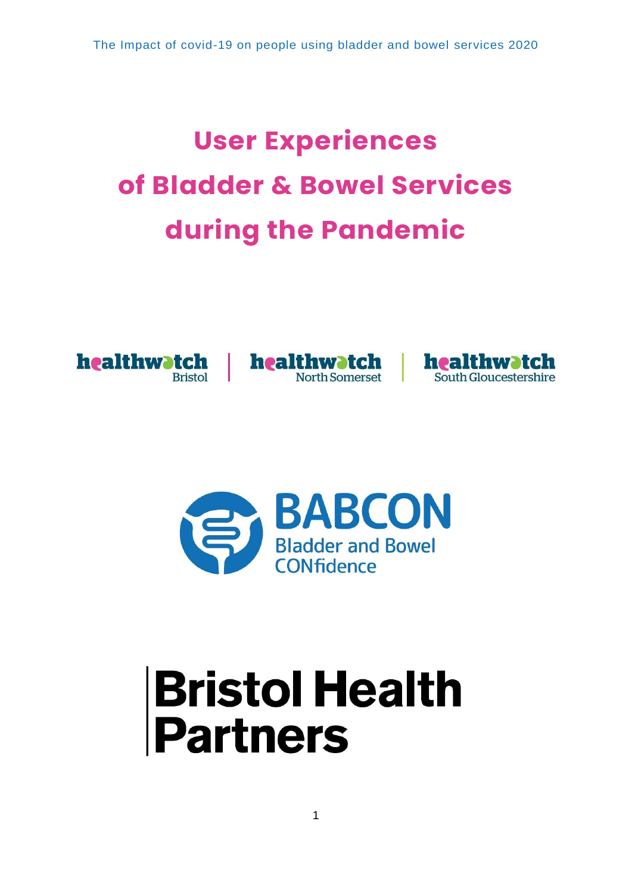# User Experiences of Bladder & Bowel Services during the Pandemic

healthwatch Bristol | healthwatch North Somerset | healthwatch South Gloucestershire

BABCON
Bladder and Bowel CONfidence

Bristol Health Partners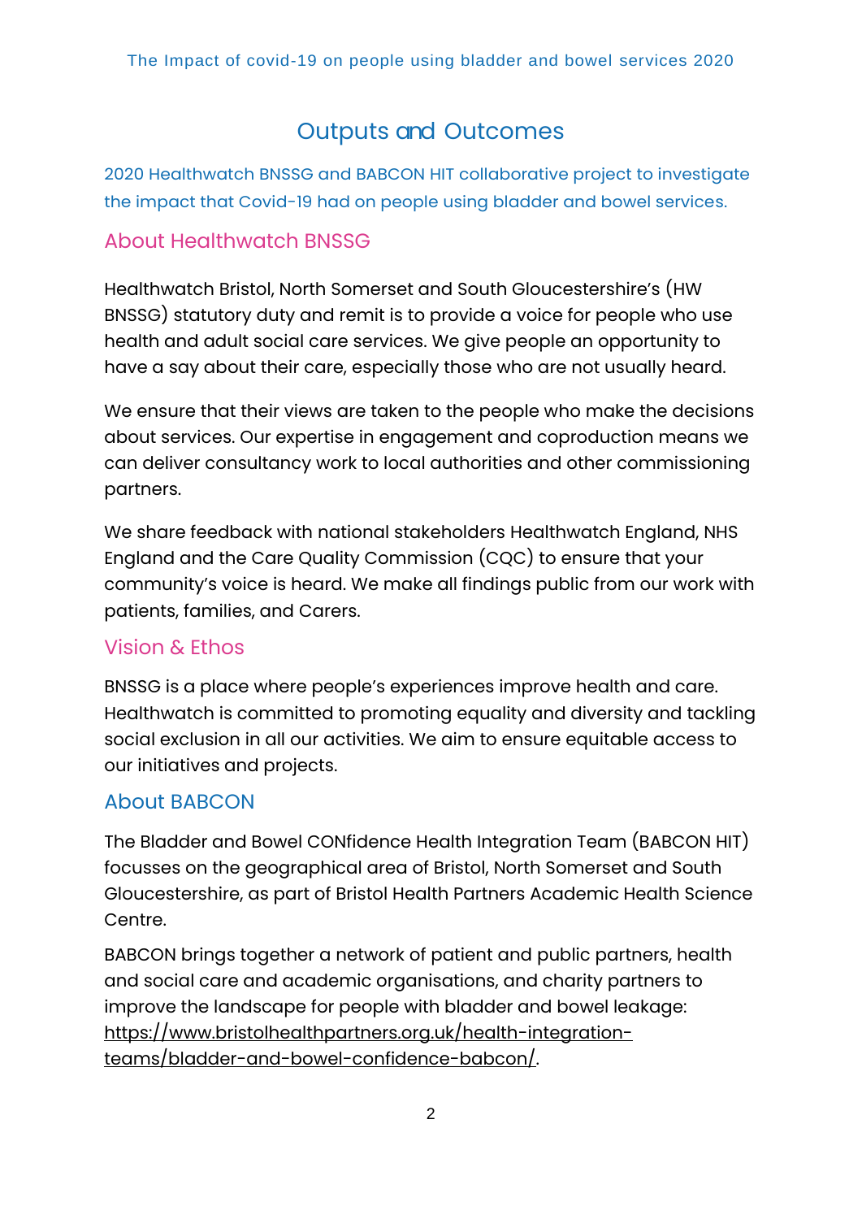# Outputs and Outcomes

2020 Healthwatch BNSSG and BABCON HIT collaborative project to investigate the impact that Covid-19 had on people using bladder and bowel services.

## About Healthwatch BNSSG

Healthwatch Bristol, North Somerset and South Gloucestershire's (HW BNSSG) statutory duty and remit is to provide a voice for people who use health and adult social care services. We give people an opportunity to have a say about their care, especially those who are not usually heard.

We ensure that their views are taken to the people who make the decisions about services. Our expertise in engagement and coproduction means we can deliver consultancy work to local authorities and other commissioning partners.

We share feedback with national stakeholders Healthwatch England, NHS England and the Care Quality Commission (CQC) to ensure that your community's voice is heard. We make all findings public from our work with patients, families, and Carers.

## Vision & Ethos

BNSSG is a place where people's experiences improve health and care. Healthwatch is committed to promoting equality and diversity and tackling social exclusion in all our activities. We aim to ensure equitable access to our initiatives and projects.

## About BABCON

The Bladder and Bowel CONfidence Health Integration Team (BABCON HIT) focusses on the geographical area of Bristol, North Somerset and South Gloucestershire, as part of Bristol Health Partners Academic Health Science Centre.

BABCON brings together a network of patient and public partners, health and social care and academic organisations, and charity partners to improve the landscape for people with bladder and bowel leakage: https://www.bristolhealthpartners.org.uk/health-integration-teams/bladder-and-bowel-confidence-babcon/.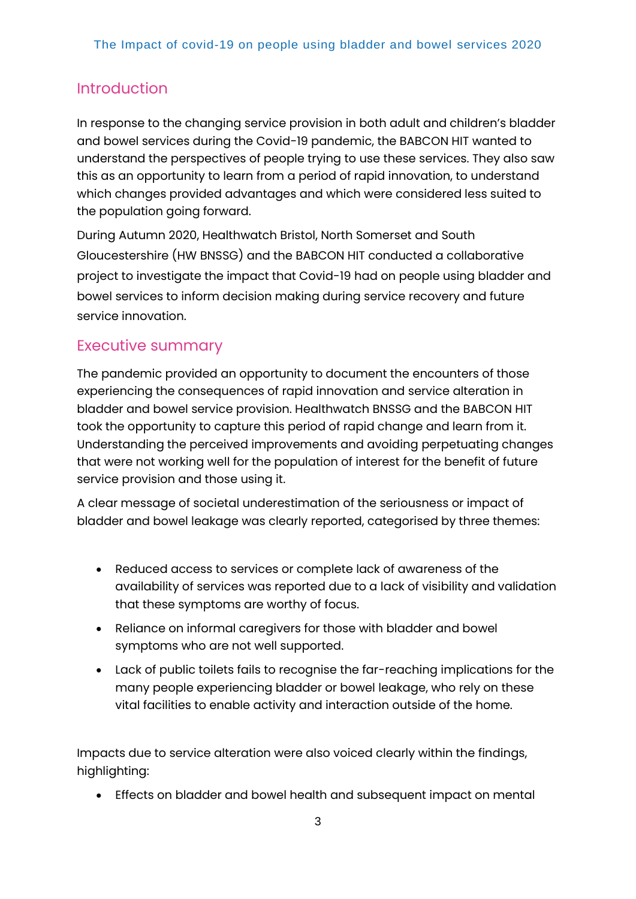## Introduction

In response to the changing service provision in both adult and children's bladder and bowel services during the Covid-19 pandemic, the BABCON HIT wanted to understand the perspectives of people trying to use these services. They also saw this as an opportunity to learn from a period of rapid innovation, to understand which changes provided advantages and which were considered less suited to the population going forward.

During Autumn 2020, Healthwatch Bristol, North Somerset and South Gloucestershire (HW BNSSG) and the BABCON HIT conducted a collaborative project to investigate the impact that Covid-19 had on people using bladder and bowel services to inform decision making during service recovery and future service innovation.

## Executive summary

The pandemic provided an opportunity to document the encounters of those experiencing the consequences of rapid innovation and service alteration in bladder and bowel service provision. Healthwatch BNSSG and the BABCON HIT took the opportunity to capture this period of rapid change and learn from it. Understanding the perceived improvements and avoiding perpetuating changes that were not working well for the population of interest for the benefit of future service provision and those using it.

A clear message of societal underestimation of the seriousness or impact of bladder and bowel leakage was clearly reported, categorised by three themes:

- Reduced access to services or complete lack of awareness of the availability of services was reported due to a lack of visibility and validation that these symptoms are worthy of focus.
- Reliance on informal caregivers for those with bladder and bowel symptoms who are not well supported.
- Lack of public toilets fails to recognise the far-reaching implications for the many people experiencing bladder or bowel leakage, who rely on these vital facilities to enable activity and interaction outside of the home.

Impacts due to service alteration were also voiced clearly within the findings, highlighting:

- Effects on bladder and bowel health and subsequent impact on mental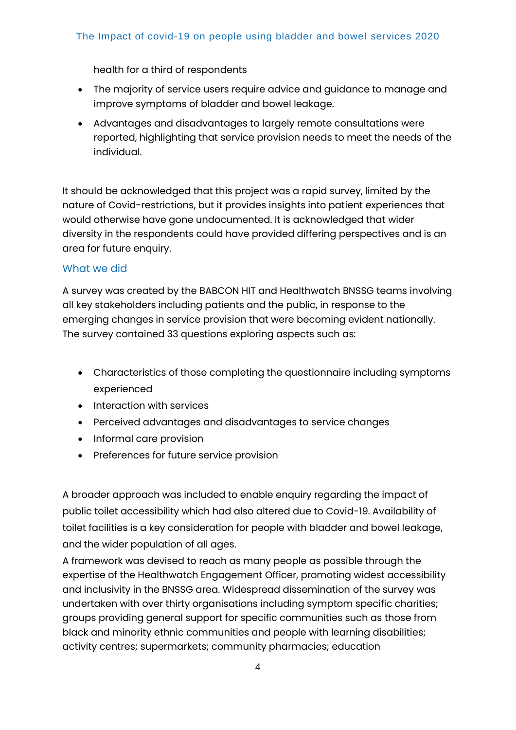health for a third of respondents

- The majority of service users require advice and guidance to manage and improve symptoms of bladder and bowel leakage.
- Advantages and disadvantages to largely remote consultations were reported, highlighting that service provision needs to meet the needs of the individual.

It should be acknowledged that this project was a rapid survey, limited by the nature of Covid-restrictions, but it provides insights into patient experiences that would otherwise have gone undocumented. It is acknowledged that wider diversity in the respondents could have provided differing perspectives and is an area for future enquiry.

## What we did

A survey was created by the BABCON HIT and Healthwatch BNSSG teams involving all key stakeholders including patients and the public, in response to the emerging changes in service provision that were becoming evident nationally. The survey contained 33 questions exploring aspects such as:

- Characteristics of those completing the questionnaire including symptoms experienced
- Interaction with services
- Perceived advantages and disadvantages to service changes
- Informal care provision
- Preferences for future service provision

A broader approach was included to enable enquiry regarding the impact of public toilet accessibility which had also altered due to Covid-19. Availability of toilet facilities is a key consideration for people with bladder and bowel leakage, and the wider population of all ages.

A framework was devised to reach as many people as possible through the expertise of the Healthwatch Engagement Officer, promoting widest accessibility and inclusivity in the BNSSG area. Widespread dissemination of the survey was undertaken with over thirty organisations including symptom specific charities; groups providing general support for specific communities such as those from black and minority ethnic communities and people with learning disabilities; activity centres; supermarkets; community pharmacies; education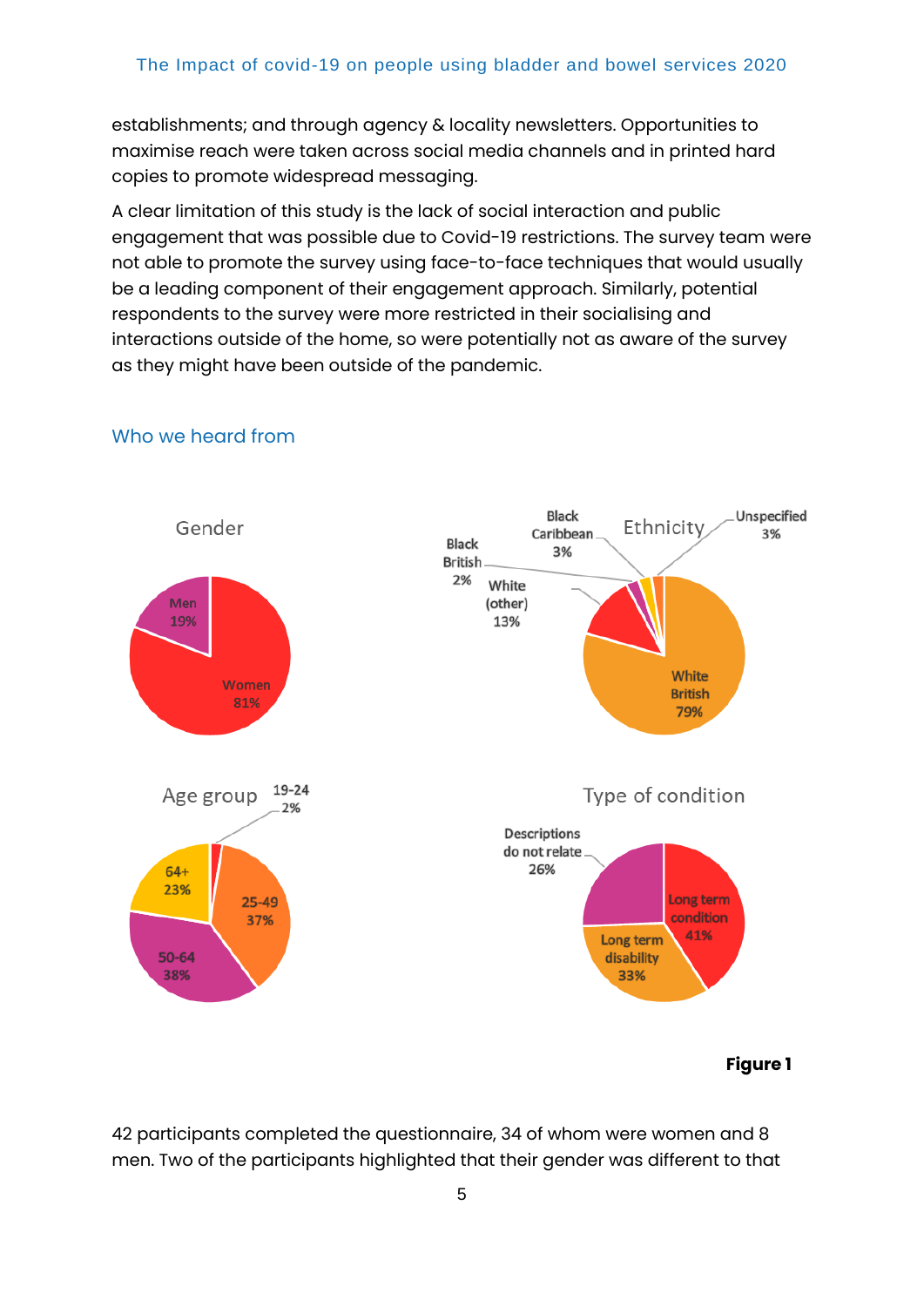establishments; and through agency & locality newsletters. Opportunities to maximise reach were taken across social media channels and in printed hard copies to promote widespread messaging.

A clear limitation of this study is the lack of social interaction and public engagement that was possible due to Covid-19 restrictions. The survey team were not able to promote the survey using face-to-face techniques that would usually be a leading component of their engagement approach. Similarly, potential respondents to the survey were more restricted in their socialising and interactions outside of the home, so were potentially not as aware of the survey as they might have been outside of the pandemic.

## Who we heard from

Gender

Men 19%

Women 81%

Ethnicity

White British 79%

White (other) 13%

Black British 2%

Black Caribbean 3%

Unspecified 3%

Age group

19-24 2%

25-49 37%

50-64 38%

64+ 23%

Type of condition

Long term condition 41%

Long term disability 33%

Descriptions do not relate 26%

**Figure 1**

42 participants completed the questionnaire, 34 of whom were women and 8 men. Two of the participants highlighted that their gender was different to that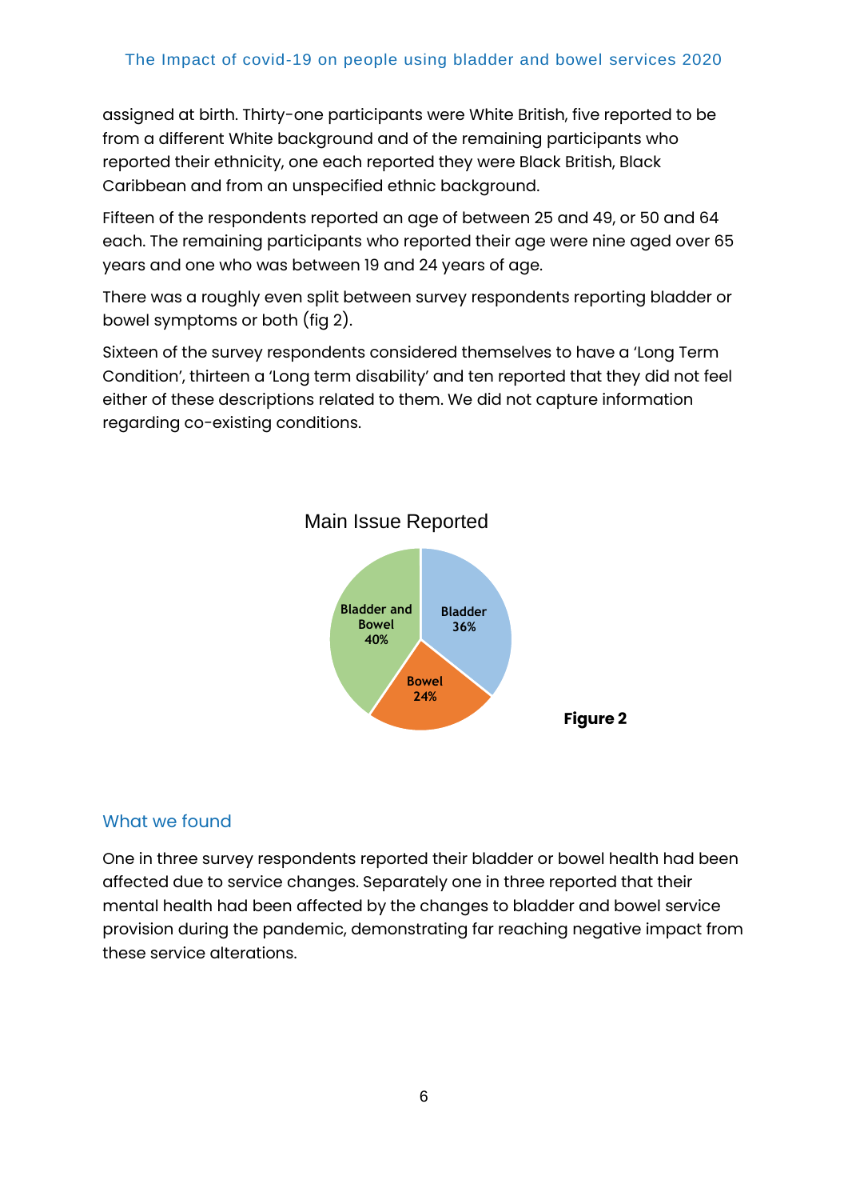assigned at birth. Thirty-one participants were White British, five reported to be from a different White background and of the remaining participants who reported their ethnicity, one each reported they were Black British, Black Caribbean and from an unspecified ethnic background.

Fifteen of the respondents reported an age of between 25 and 49, or 50 and 64 each. The remaining participants who reported their age were nine aged over 65 years and one who was between 19 and 24 years of age.

There was a roughly even split between survey respondents reporting bladder or bowel symptoms or both (fig 2).

Sixteen of the survey respondents considered themselves to have a 'Long Term Condition', thirteen a 'Long term disability' and ten reported that they did not feel either of these descriptions related to them. We did not capture information regarding co-existing conditions.

Main Issue Reported

| Main Issue | Percentage |
| --- | --- |
| Bladder | 36% |
| Bowel | 24% |
| Bladder and Bowel | 40% |

**Figure 2**

## What we found

One in three survey respondents reported their bladder or bowel health had been affected due to service changes. Separately one in three reported that their mental health had been affected by the changes to bladder and bowel service provision during the pandemic, demonstrating far reaching negative impact from these service alterations.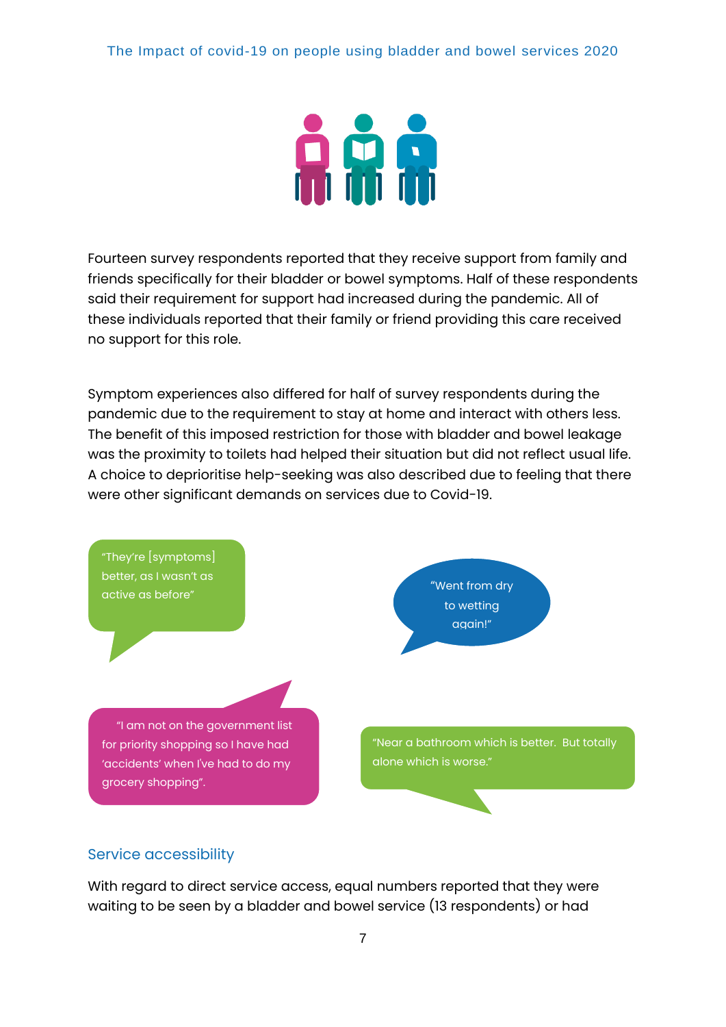Fourteen survey respondents reported that they receive support from family and friends specifically for their bladder or bowel symptoms. Half of these respondents said their requirement for support had increased during the pandemic. All of these individuals reported that their family or friend providing this care received no support for this role.

Symptom experiences also differed for half of survey respondents during the pandemic due to the requirement to stay at home and interact with others less. The benefit of this imposed restriction for those with bladder and bowel leakage was the proximity to toilets had helped their situation but did not reflect usual life. A choice to deprioritise help-seeking was also described due to feeling that there were other significant demands on services due to Covid-19.

"They're [symptoms] better, as I wasn't as active as before"

"Went from dry to wetting again!"

"I am not on the government list for priority shopping so I have had 'accidents' when I've had to do my grocery shopping".

"Near a bathroom which is better. But totally alone which is worse."

## Service accessibility

With regard to direct service access, equal numbers reported that they were waiting to be seen by a bladder and bowel service (13 respondents) or had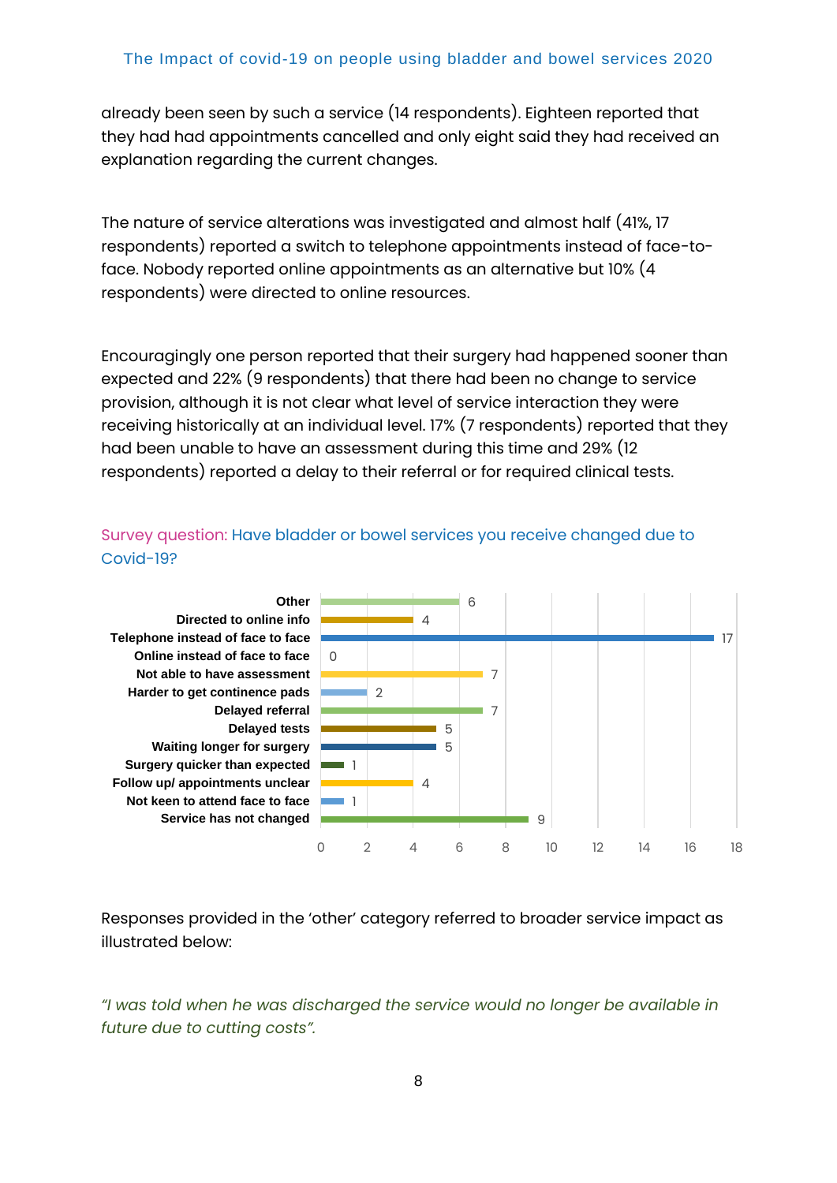already been seen by such a service (14 respondents). Eighteen reported that they had had appointments cancelled and only eight said they had received an explanation regarding the current changes.

The nature of service alterations was investigated and almost half (41%, 17 respondents) reported a switch to telephone appointments instead of face-to-face. Nobody reported online appointments as an alternative but 10% (4 respondents) were directed to online resources.

Encouragingly one person reported that their surgery had happened sooner than expected and 22% (9 respondents) that there had been no change to service provision, although it is not clear what level of service interaction they were receiving historically at an individual level. 17% (7 respondents) reported that they had been unable to have an assessment during this time and 29% (12 respondents) reported a delay to their referral or for required clinical tests.

Survey question: Have bladder or bowel services you receive changed due to Covid-19?

| Response | Count |
| --- | --- |
| Other | 6 |
| Directed to online info | 4 |
| Telephone instead of face to face | 17 |
| Online instead of face to face | 0 |
| Not able to have assessment | 7 |
| Harder to get continence pads | 2 |
| Delayed referral | 7 |
| Delayed tests | 5 |
| Waiting longer for surgery | 5 |
| Surgery quicker than expected | 1 |
| Follow up/ appointments unclear | 4 |
| Not keen to attend face to face | 1 |
| Service has not changed | 9 |

Responses provided in the 'other' category referred to broader service impact as illustrated below:

*"I was told when he was discharged the service would no longer be available in future due to cutting costs".*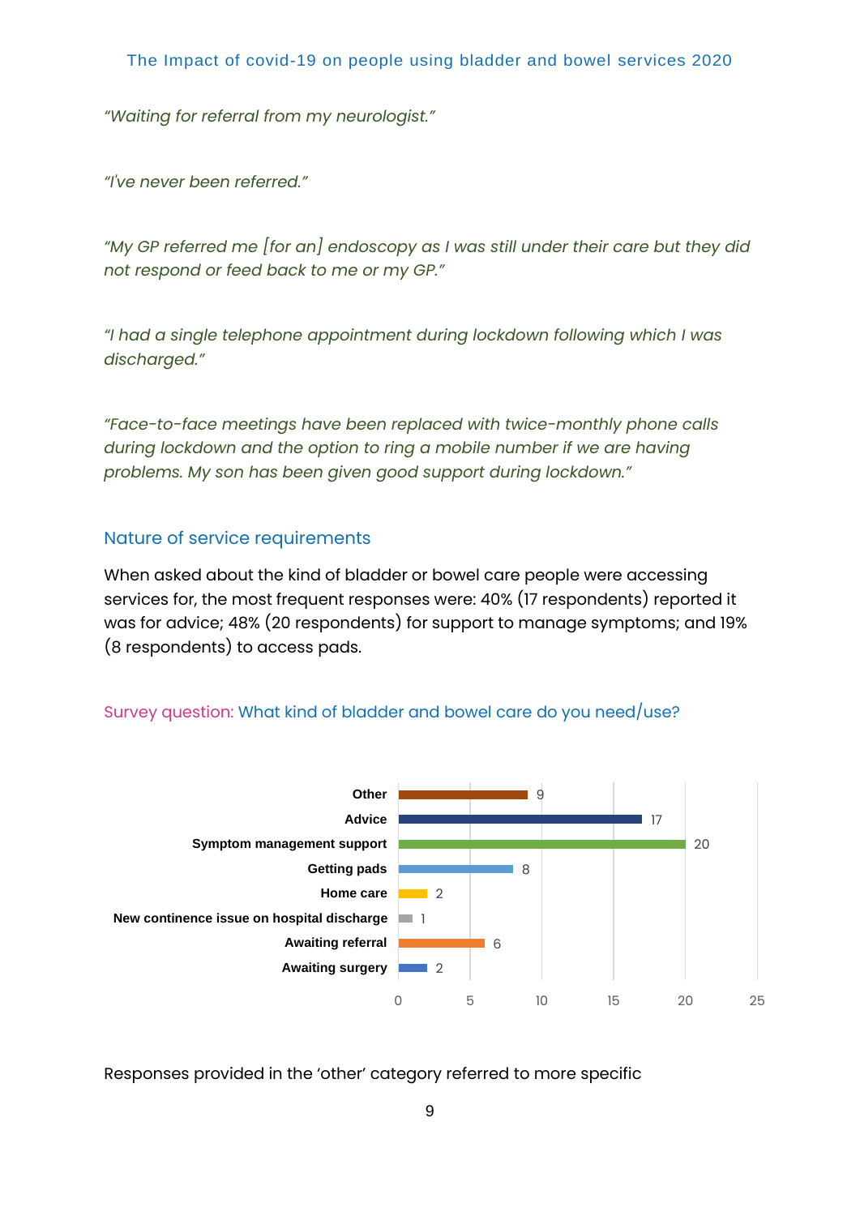*"Waiting for referral from my neurologist."*

*"I've never been referred."*

*"My GP referred me [for an] endoscopy as I was still under their care but they did not respond or feed back to me or my GP."*

*"I had a single telephone appointment during lockdown following which I was discharged."*

*"Face-to-face meetings have been replaced with twice-monthly phone calls during lockdown and the option to ring a mobile number if we are having problems. My son has been given good support during lockdown."*

## Nature of service requirements

When asked about the kind of bladder or bowel care people were accessing services for, the most frequent responses were: 40% (17 respondents) reported it was for advice; 48% (20 respondents) for support to manage symptoms; and 19% (8 respondents) to access pads.

Survey question: What kind of bladder and bowel care do you need/use?

| Category | Respondents |
|---|---|
| Other | 9 |
| Advice | 17 |
| Symptom management support | 20 |
| Getting pads | 8 |
| Home care | 2 |
| New continence issue on hospital discharge | 1 |
| Awaiting referral | 6 |
| Awaiting surgery | 2 |

Responses provided in the 'other' category referred to more specific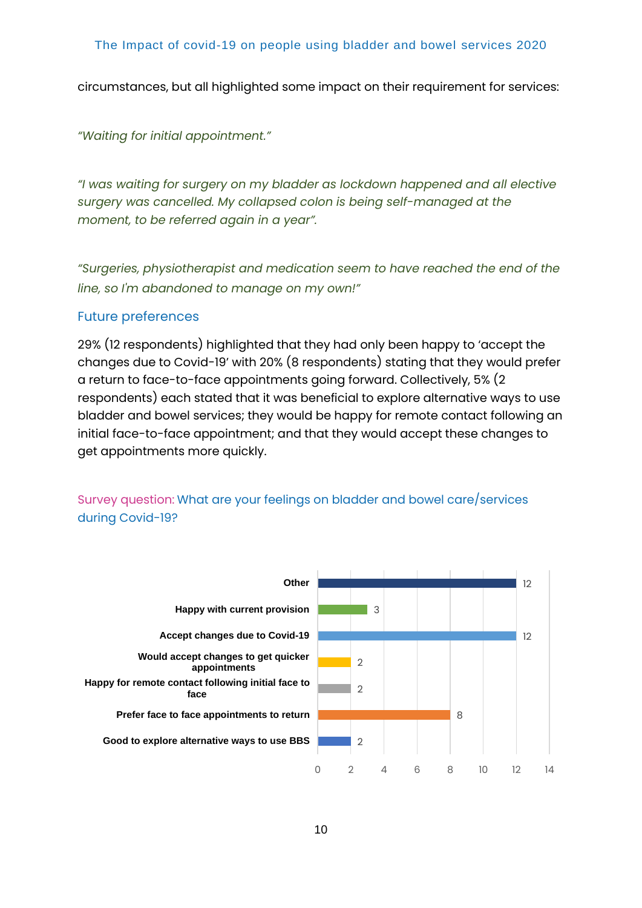circumstances, but all highlighted some impact on their requirement for services:

*"Waiting for initial appointment."*

*"I was waiting for surgery on my bladder as lockdown happened and all elective surgery was cancelled. My collapsed colon is being self-managed at the moment, to be referred again in a year".*

*"Surgeries, physiotherapist and medication seem to have reached the end of the line, so I'm abandoned to manage on my own!"*

## Future preferences

29% (12 respondents) highlighted that they had only been happy to 'accept the changes due to Covid-19' with 20% (8 respondents) stating that they would prefer a return to face-to-face appointments going forward. Collectively, 5% (2 respondents) each stated that it was beneficial to explore alternative ways to use bladder and bowel services; they would be happy for remote contact following an initial face-to-face appointment; and that they would accept these changes to get appointments more quickly.

Survey question: What are your feelings on bladder and bowel care/services during Covid-19?

| Response | Count |
|---|---|
| Other | 12 |
| Happy with current provision | 3 |
| Accept changes due to Covid-19 | 12 |
| Would accept changes to get quicker appointments | 2 |
| Happy for remote contact following initial face to face | 2 |
| Prefer face to face appointments to return | 8 |
| Good to explore alternative ways to use BBS | 2 |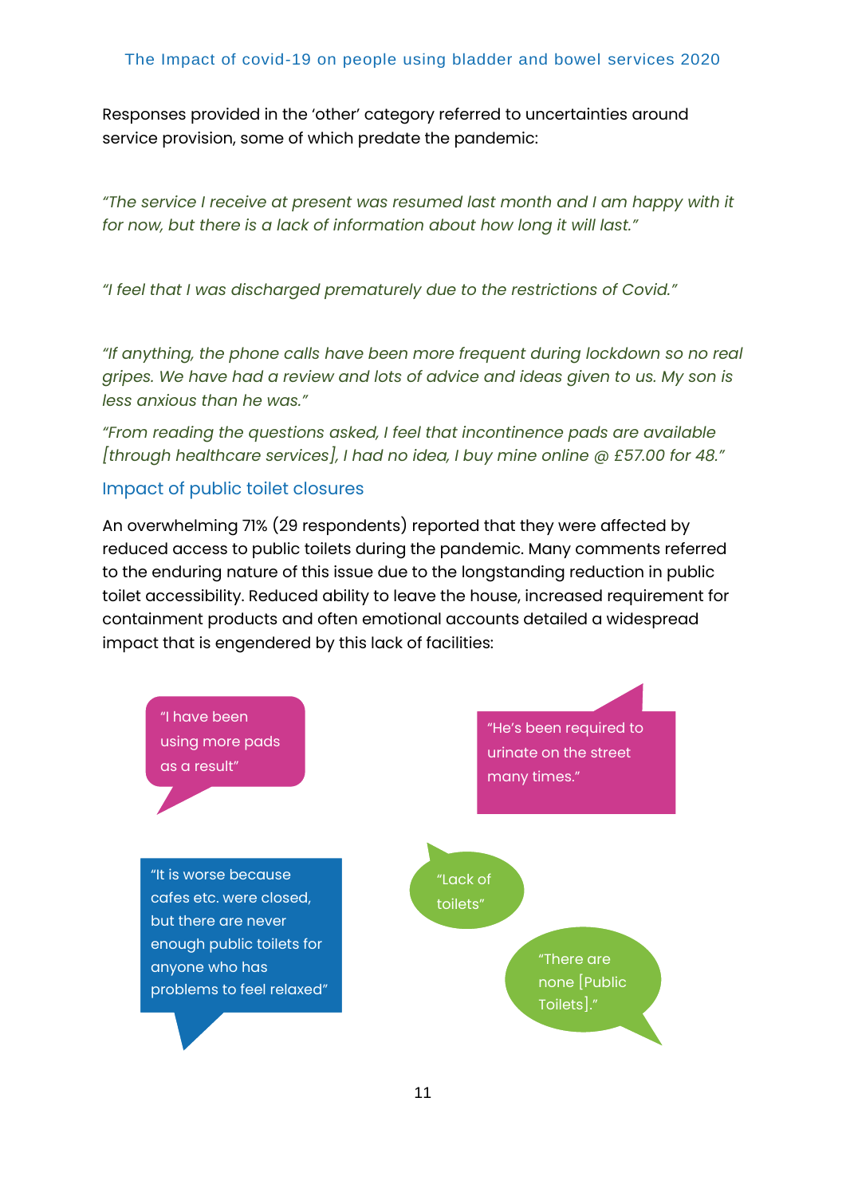Responses provided in the 'other' category referred to uncertainties around service provision, some of which predate the pandemic:

*"The service I receive at present was resumed last month and I am happy with it for now, but there is a lack of information about how long it will last."*

*"I feel that I was discharged prematurely due to the restrictions of Covid."*

*"If anything, the phone calls have been more frequent during lockdown so no real gripes. We have had a review and lots of advice and ideas given to us. My son is less anxious than he was."*

*"From reading the questions asked, I feel that incontinence pads are available [through healthcare services], I had no idea, I buy mine online @ £57.00 for 48."*

## Impact of public toilet closures

An overwhelming 71% (29 respondents) reported that they were affected by reduced access to public toilets during the pandemic. Many comments referred to the enduring nature of this issue due to the longstanding reduction in public toilet accessibility. Reduced ability to leave the house, increased requirement for containment products and often emotional accounts detailed a widespread impact that is engendered by this lack of facilities:

"I have been using more pads as a result"

"He's been required to urinate on the street many times."

"It is worse because cafes etc. were closed, but there are never enough public toilets for anyone who has problems to feel relaxed"

"Lack of toilets"

"There are none [Public Toilets]."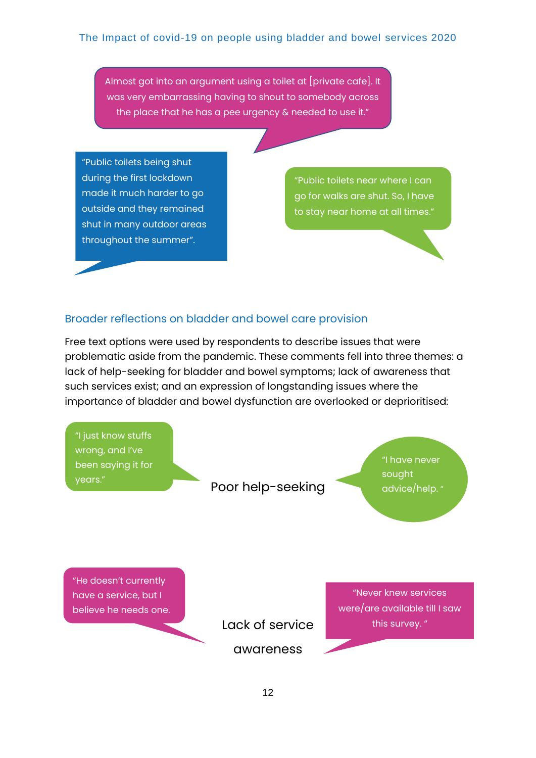Almost got into an argument using a toilet at [private cafe]. It was very embarrassing having to shout to somebody across the place that he has a pee urgency & needed to use it."

"Public toilets being shut during the first lockdown made it much harder to go outside and they remained shut in many outdoor areas throughout the summer".

"Public toilets near where I can go for walks are shut. So, I have to stay near home at all times."

## Broader reflections on bladder and bowel care provision

Free text options were used by respondents to describe issues that were problematic aside from the pandemic. These comments fell into three themes: a lack of help-seeking for bladder and bowel symptoms; lack of awareness that such services exist; and an expression of longstanding issues where the importance of bladder and bowel dysfunction are overlooked or deprioritised:

**Poor help-seeking**

"I just know stuffs wrong, and I've been saying it for years."

"I have never sought advice/help. "

**Lack of service awareness**

"He doesn't currently have a service, but I believe he needs one.

"Never knew services were/are available till I saw this survey. "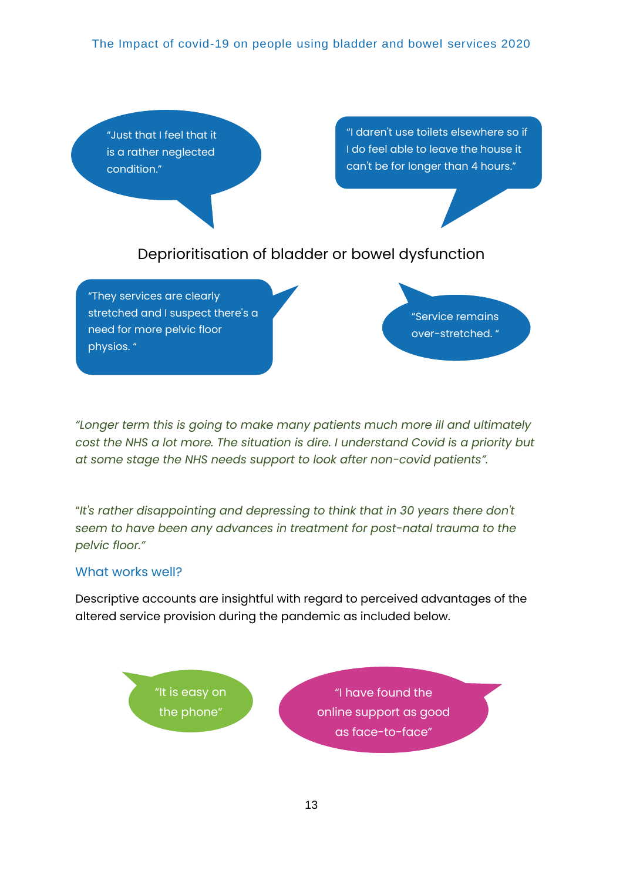"Just that I feel that it is a rather neglected condition."

"I daren't use toilets elsewhere so if I do feel able to leave the house it can't be for longer than 4 hours."

Deprioritisation of bladder or bowel dysfunction

"They services are clearly stretched and I suspect there's a need for more pelvic floor physios. "

"Service remains over-stretched. "

*"Longer term this is going to make many patients much more ill and ultimately cost the NHS a lot more. The situation is dire. I understand Covid is a priority but at some stage the NHS needs support to look after non-covid patients".*

*"It's rather disappointing and depressing to think that in 30 years there don't seem to have been any advances in treatment for post-natal trauma to the pelvic floor."*

## What works well?

Descriptive accounts are insightful with regard to perceived advantages of the altered service provision during the pandemic as included below.

"It is easy on the phone"

"I have found the online support as good as face-to-face"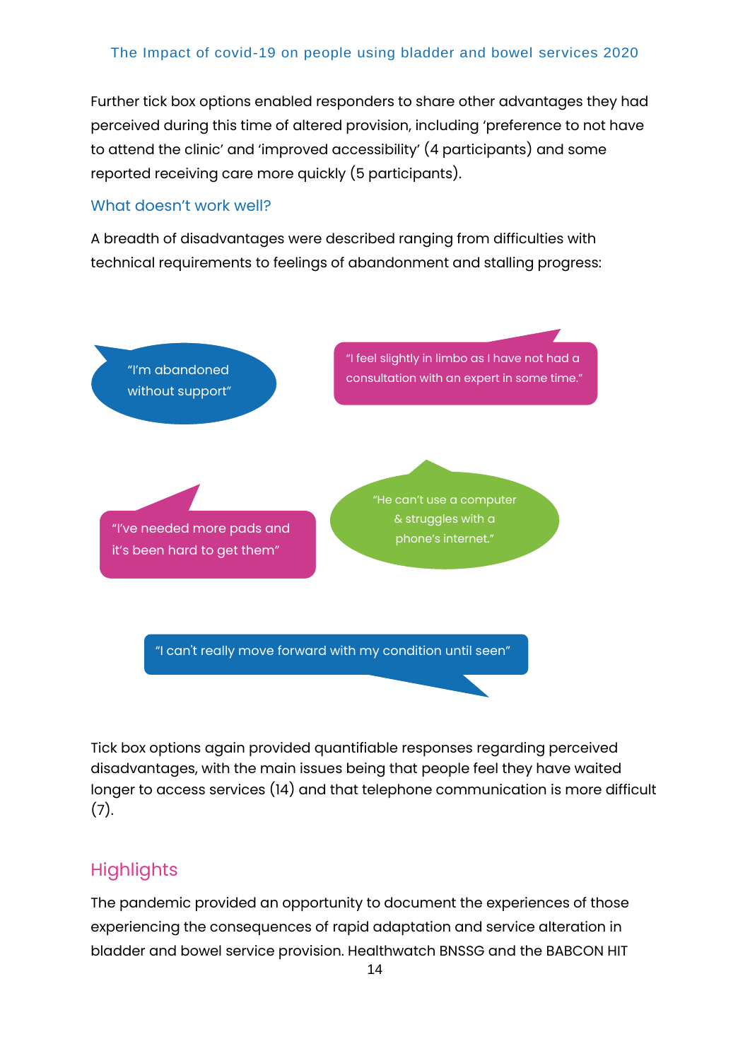Further tick box options enabled responders to share other advantages they had perceived during this time of altered provision, including 'preference to not have to attend the clinic' and 'improved accessibility' (4 participants) and some reported receiving care more quickly (5 participants).

### What doesn't work well?

A breadth of disadvantages were described ranging from difficulties with technical requirements to feelings of abandonment and stalling progress:

> "I'm abandoned without support"

> "I feel slightly in limbo as I have not had a consultation with an expert in some time."

> "I've needed more pads and it's been hard to get them"

> "He can't use a computer & struggles with a phone's internet."

> "I can't really move forward with my condition until seen"

Tick box options again provided quantifiable responses regarding perceived disadvantages, with the main issues being that people feel they have waited longer to access services (14) and that telephone communication is more difficult (7).

## Highlights

The pandemic provided an opportunity to document the experiences of those experiencing the consequences of rapid adaptation and service alteration in bladder and bowel service provision. Healthwatch BNSSG and the BABCON HIT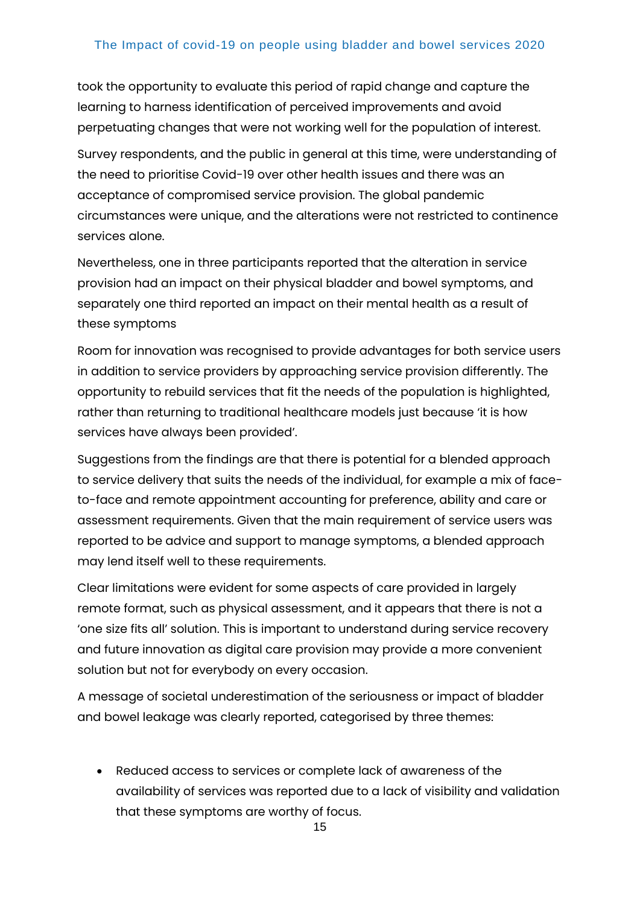took the opportunity to evaluate this period of rapid change and capture the learning to harness identification of perceived improvements and avoid perpetuating changes that were not working well for the population of interest.

Survey respondents, and the public in general at this time, were understanding of the need to prioritise Covid-19 over other health issues and there was an acceptance of compromised service provision. The global pandemic circumstances were unique, and the alterations were not restricted to continence services alone.

Nevertheless, one in three participants reported that the alteration in service provision had an impact on their physical bladder and bowel symptoms, and separately one third reported an impact on their mental health as a result of these symptoms

Room for innovation was recognised to provide advantages for both service users in addition to service providers by approaching service provision differently. The opportunity to rebuild services that fit the needs of the population is highlighted, rather than returning to traditional healthcare models just because 'it is how services have always been provided'.

Suggestions from the findings are that there is potential for a blended approach to service delivery that suits the needs of the individual, for example a mix of face-to-face and remote appointment accounting for preference, ability and care or assessment requirements. Given that the main requirement of service users was reported to be advice and support to manage symptoms, a blended approach may lend itself well to these requirements.

Clear limitations were evident for some aspects of care provided in largely remote format, such as physical assessment, and it appears that there is not a 'one size fits all' solution. This is important to understand during service recovery and future innovation as digital care provision may provide a more convenient solution but not for everybody on every occasion.

A message of societal underestimation of the seriousness or impact of bladder and bowel leakage was clearly reported, categorised by three themes:

- Reduced access to services or complete lack of awareness of the availability of services was reported due to a lack of visibility and validation that these symptoms are worthy of focus.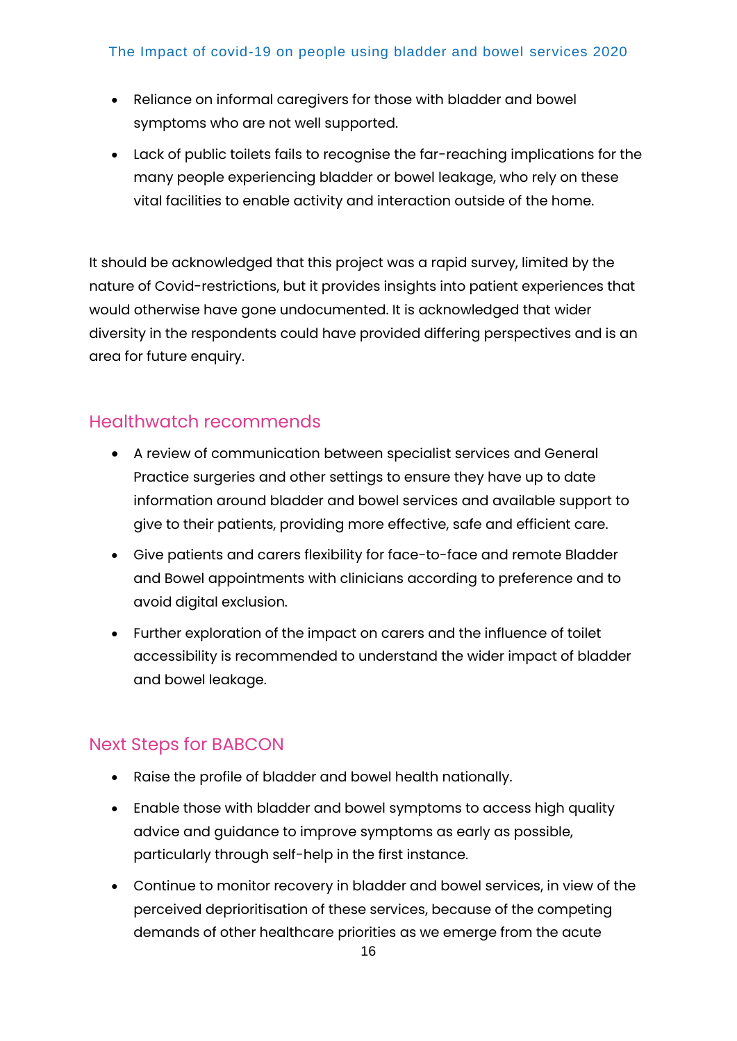- Reliance on informal caregivers for those with bladder and bowel symptoms who are not well supported.
- Lack of public toilets fails to recognise the far-reaching implications for the many people experiencing bladder or bowel leakage, who rely on these vital facilities to enable activity and interaction outside of the home.

It should be acknowledged that this project was a rapid survey, limited by the nature of Covid-restrictions, but it provides insights into patient experiences that would otherwise have gone undocumented. It is acknowledged that wider diversity in the respondents could have provided differing perspectives and is an area for future enquiry.

## Healthwatch recommends

- A review of communication between specialist services and General Practice surgeries and other settings to ensure they have up to date information around bladder and bowel services and available support to give to their patients, providing more effective, safe and efficient care.
- Give patients and carers flexibility for face-to-face and remote Bladder and Bowel appointments with clinicians according to preference and to avoid digital exclusion.
- Further exploration of the impact on carers and the influence of toilet accessibility is recommended to understand the wider impact of bladder and bowel leakage.

## Next Steps for BABCON

- Raise the profile of bladder and bowel health nationally.
- Enable those with bladder and bowel symptoms to access high quality advice and guidance to improve symptoms as early as possible, particularly through self-help in the first instance.
- Continue to monitor recovery in bladder and bowel services, in view of the perceived deprioritisation of these services, because of the competing demands of other healthcare priorities as we emerge from the acute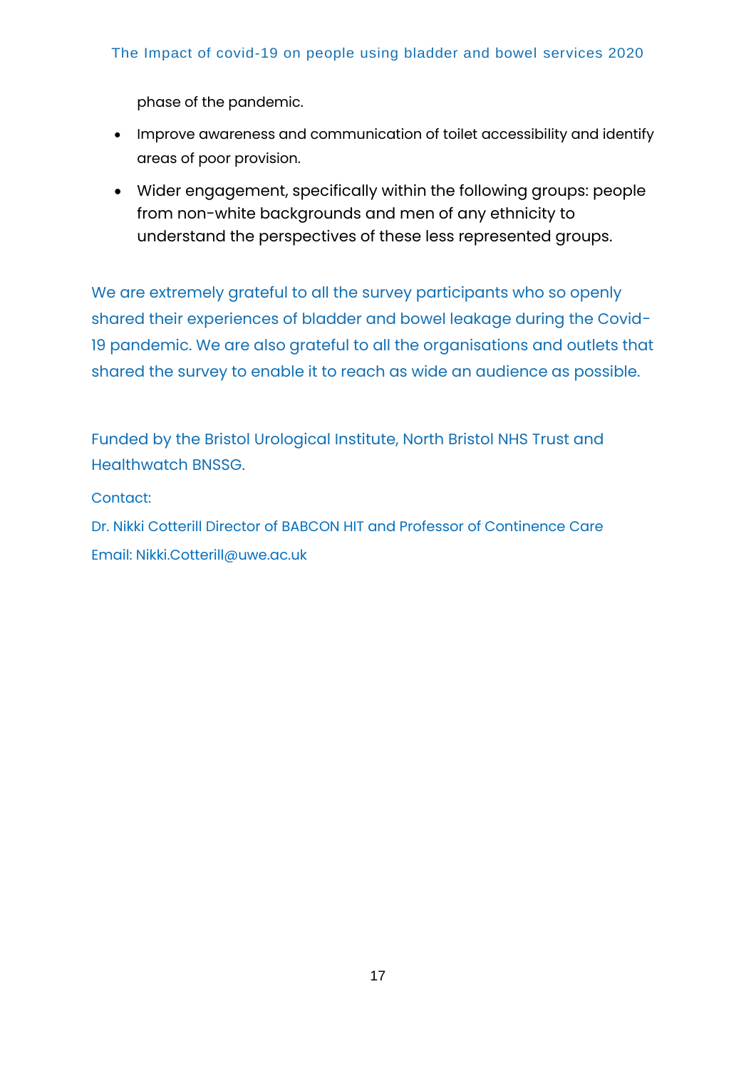phase of the pandemic.

- Improve awareness and communication of toilet accessibility and identify areas of poor provision.
- Wider engagement, specifically within the following groups: people from non-white backgrounds and men of any ethnicity to understand the perspectives of these less represented groups.

We are extremely grateful to all the survey participants who so openly shared their experiences of bladder and bowel leakage during the Covid-19 pandemic. We are also grateful to all the organisations and outlets that shared the survey to enable it to reach as wide an audience as possible.

Funded by the Bristol Urological Institute, North Bristol NHS Trust and Healthwatch BNSSG.

Contact:

Dr. Nikki Cotterill Director of BABCON HIT and Professor of Continence Care

Email: Nikki.Cotterill@uwe.ac.uk